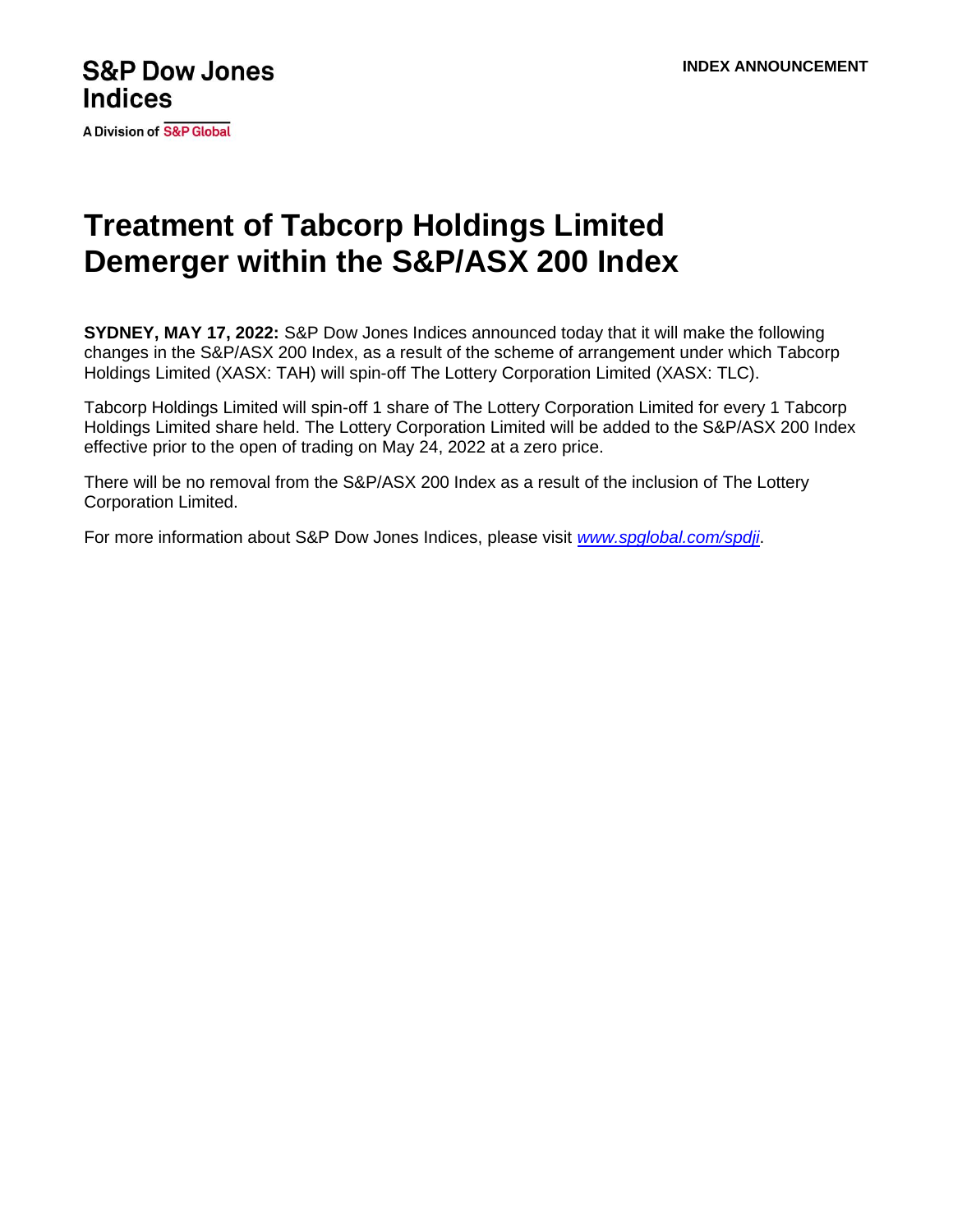S&P Dow Jones Indices

A Division of S&P Global

**INDEX ANNOUNCEMENT**

# Treatment of Tabcorp Holdings Limited Demerger within the S&P/ASX 200 Index

**SYDNEY, MAY 17, 2022:** S&P Dow Jones Indices announced today that it will make the following changes in the S&P/ASX 200 Index, as a result of the scheme of arrangement under which Tabcorp Holdings Limited (XASX: TAH) will spin-off The Lottery Corporation Limited (XASX: TLC).

Tabcorp Holdings Limited will spin-off 1 share of The Lottery Corporation Limited for every 1 Tabcorp Holdings Limited share held. The Lottery Corporation Limited will be added to the S&P/ASX 200 Index effective prior to the open of trading on May 24, 2022 at a zero price.

There will be no removal from the S&P/ASX 200 Index as a result of the inclusion of The Lottery Corporation Limited.

For more information about S&P Dow Jones Indices, please visit *www.spglobal.com/spdji*.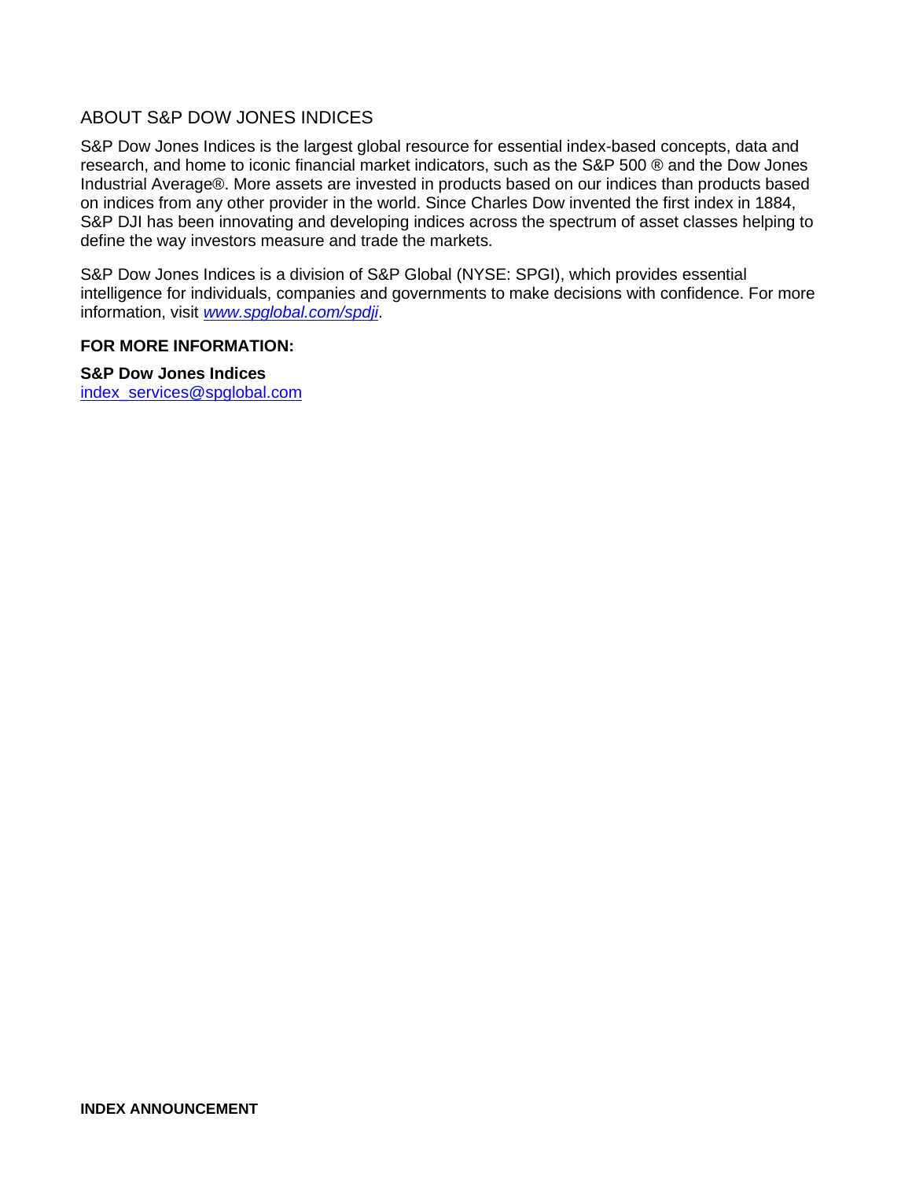## ABOUT S&P DOW JONES INDICES

S&P Dow Jones Indices is the largest global resource for essential index-based concepts, data and research, and home to iconic financial market indicators, such as the S&P 500 ® and the Dow Jones Industrial Average®. More assets are invested in products based on our indices than products based on indices from any other provider in the world. Since Charles Dow invented the first index in 1884, S&P DJI has been innovating and developing indices across the spectrum of asset classes helping to define the way investors measure and trade the markets.

S&P Dow Jones Indices is a division of S&P Global (NYSE: SPGI), which provides essential intelligence for individuals, companies and governments to make decisions with confidence. For more information, visit *www.spglobal.com/spdji*.

**FOR MORE INFORMATION:**

**S&P Dow Jones Indices**
index_services@spglobal.com